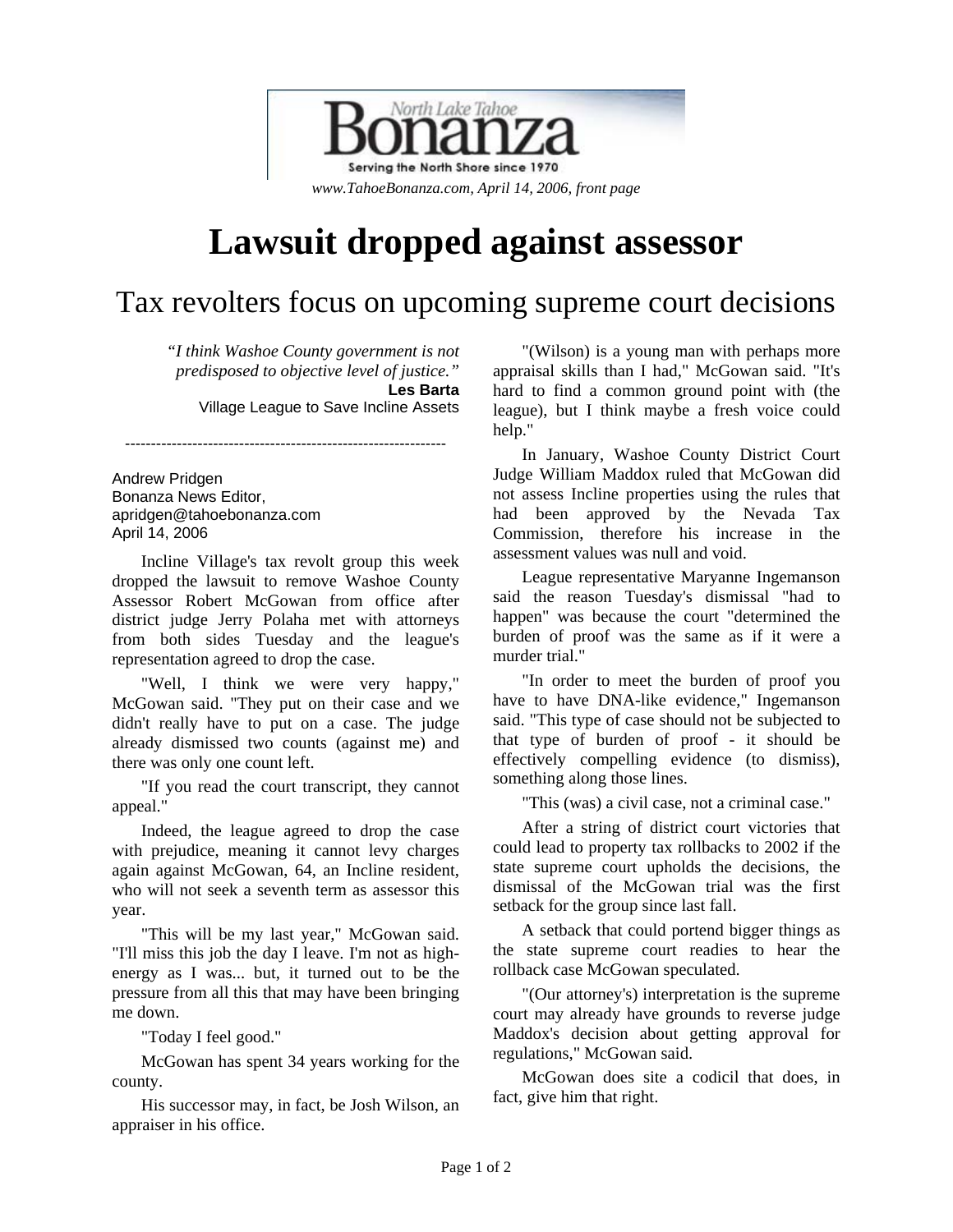North Lake Tahoe **Bonanza**

Serving the North Shore since 1970

*www.TahoeBonanza.com, April 14, 2006, front page*

# Lawsuit dropped against assessor

## Tax revolters focus on upcoming supreme court decisions

> *"I think Washoe County government is not predisposed to objective level of justice."*
> **Les Barta**
> Village League to Save Incline Assets

---

Andrew Pridgen
Bonanza News Editor,
apridgen@tahoebonanza.com
April 14, 2006

Incline Village's tax revolt group this week dropped the lawsuit to remove Washoe County Assessor Robert McGowan from office after district judge Jerry Polaha met with attorneys from both sides Tuesday and the league's representation agreed to drop the case.

"Well, I think we were very happy," McGowan said. "They put on their case and we didn't really have to put on a case. The judge already dismissed two counts (against me) and there was only one count left.

"If you read the court transcript, they cannot appeal."

Indeed, the league agreed to drop the case with prejudice, meaning it cannot levy charges again against McGowan, 64, an Incline resident, who will not seek a seventh term as assessor this year.

"This will be my last year," McGowan said. "I'll miss this job the day I leave. I'm not as high-energy as I was... but, it turned out to be the pressure from all this that may have been bringing me down.

"Today I feel good."

McGowan has spent 34 years working for the county.

His successor may, in fact, be Josh Wilson, an appraiser in his office.

"(Wilson) is a young man with perhaps more appraisal skills than I had," McGowan said. "It's hard to find a common ground point with (the league), but I think maybe a fresh voice could help."

In January, Washoe County District Court Judge William Maddox ruled that McGowan did not assess Incline properties using the rules that had been approved by the Nevada Tax Commission, therefore his increase in the assessment values was null and void.

League representative Maryanne Ingemanson said the reason Tuesday's dismissal "had to happen" was because the court "determined the burden of proof was the same as if it were a murder trial."

"In order to meet the burden of proof you have to have DNA-like evidence," Ingemanson said. "This type of case should not be subjected to that type of burden of proof - it should be effectively compelling evidence (to dismiss), something along those lines.

"This (was) a civil case, not a criminal case."

After a string of district court victories that could lead to property tax rollbacks to 2002 if the state supreme court upholds the decisions, the dismissal of the McGowan trial was the first setback for the group since last fall.

A setback that could portend bigger things as the state supreme court readies to hear the rollback case McGowan speculated.

"(Our attorney's) interpretation is the supreme court may already have grounds to reverse judge Maddox's decision about getting approval for regulations," McGowan said.

McGowan does site a codicil that does, in fact, give him that right.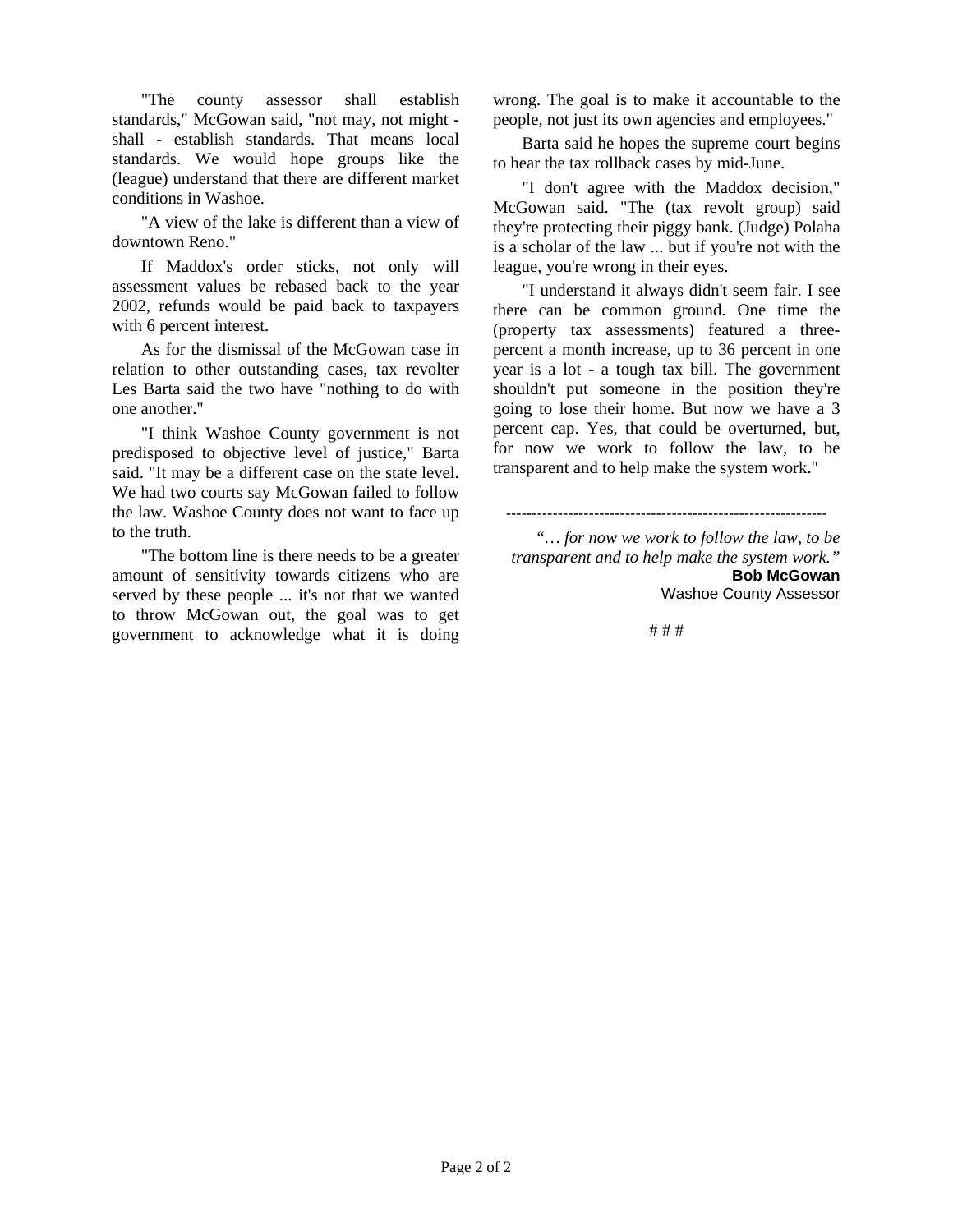"The county assessor shall establish standards," McGowan said, "not may, not might - shall - establish standards. That means local standards. We would hope groups like the (league) understand that there are different market conditions in Washoe.

"A view of the lake is different than a view of downtown Reno."

If Maddox's order sticks, not only will assessment values be rebased back to the year 2002, refunds would be paid back to taxpayers with 6 percent interest.

As for the dismissal of the McGowan case in relation to other outstanding cases, tax revolter Les Barta said the two have "nothing to do with one another."

"I think Washoe County government is not predisposed to objective level of justice," Barta said. "It may be a different case on the state level. We had two courts say McGowan failed to follow the law. Washoe County does not want to face up to the truth.

"The bottom line is there needs to be a greater amount of sensitivity towards citizens who are served by these people ... it's not that we wanted to throw McGowan out, the goal was to get government to acknowledge what it is doing wrong. The goal is to make it accountable to the people, not just its own agencies and employees."

Barta said he hopes the supreme court begins to hear the tax rollback cases by mid-June.

"I don't agree with the Maddox decision," McGowan said. "The (tax revolt group) said they're protecting their piggy bank. (Judge) Polaha is a scholar of the law ... but if you're not with the league, you're wrong in their eyes.

"I understand it always didn't seem fair. I see there can be common ground. One time the (property tax assessments) featured a three-percent a month increase, up to 36 percent in one year is a lot - a tough tax bill. The government shouldn't put someone in the position they're going to lose their home. But now we have a 3 percent cap. Yes, that could be overturned, but, for now we work to follow the law, to be transparent and to help make the system work."

---

*"… for now we work to follow the law, to be transparent and to help make the system work."*

**Bob McGowan**
Washoe County Assessor

# # #